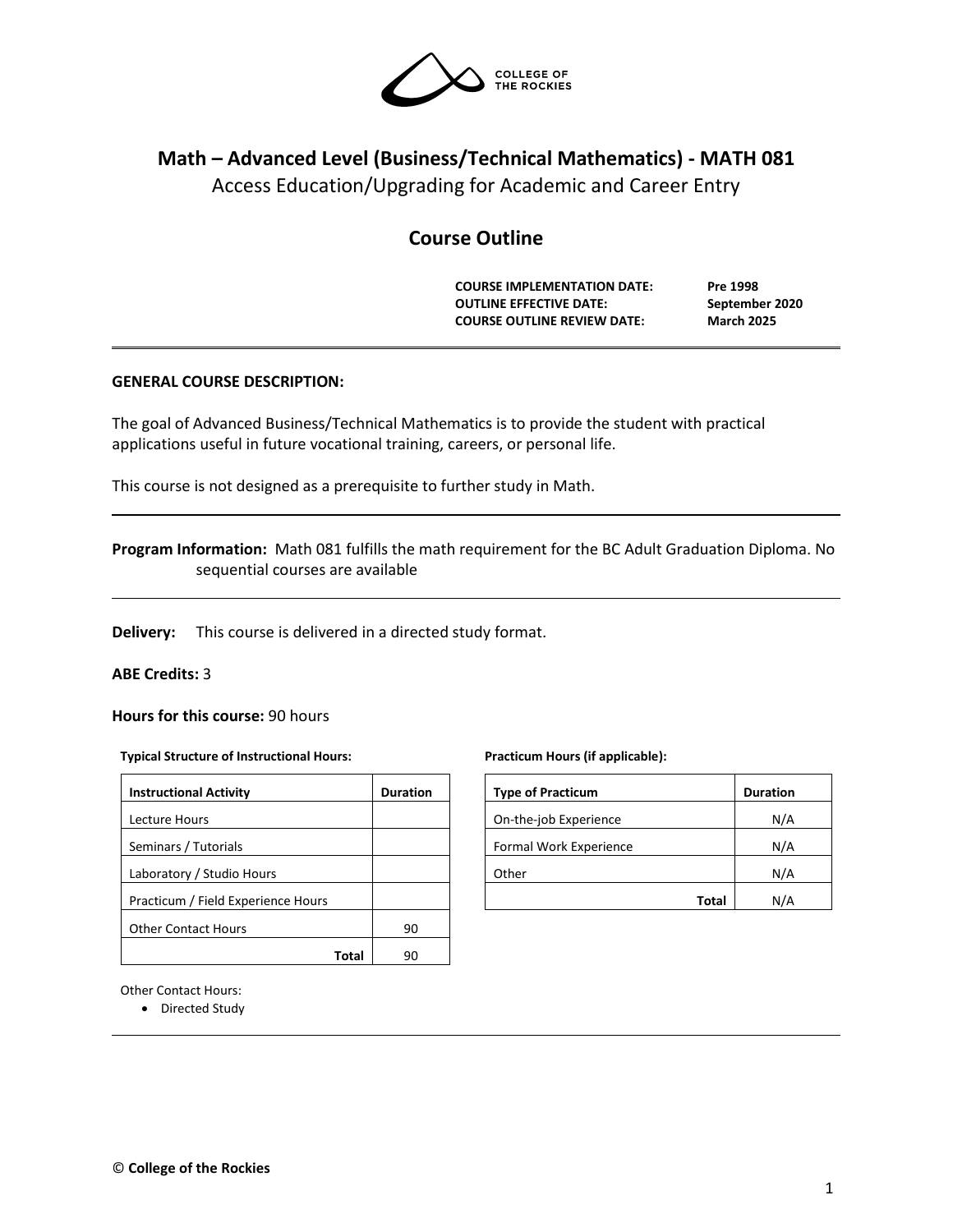# Math – Advanced Level (Business/Technical Mathematics) - MATH 081

Access Education/Upgrading for Academic and Career Entry

## Course Outline

| | |
|---|---|
| **COURSE IMPLEMENTATION DATE:** | **Pre 1998** |
| **OUTLINE EFFECTIVE DATE:** | **September 2020** |
| **COURSE OUTLINE REVIEW DATE:** | **March 2025** |

**GENERAL COURSE DESCRIPTION:**

The goal of Advanced Business/Technical Mathematics is to provide the student with practical applications useful in future vocational training, careers, or personal life.

This course is not designed as a prerequisite to further study in Math.

**Program Information:** Math 081 fulfills the math requirement for the BC Adult Graduation Diploma. No sequential courses are available

**Delivery:** This course is delivered in a directed study format.

**ABE Credits:** 3

**Hours for this course:** 90 hours

**Typical Structure of Instructional Hours:**

| Instructional Activity | Duration |
|---|---|
| Lecture Hours | |
| Seminars / Tutorials | |
| Laboratory / Studio Hours | |
| Practicum / Field Experience Hours | |
| Other Contact Hours | 90 |
| **Total** | 90 |

**Practicum Hours (if applicable):**

| Type of Practicum | Duration |
|---|---|
| On-the-job Experience | N/A |
| Formal Work Experience | N/A |
| Other | N/A |
| **Total** | N/A |

Other Contact Hours:

- Directed Study

© **College of the Rockies**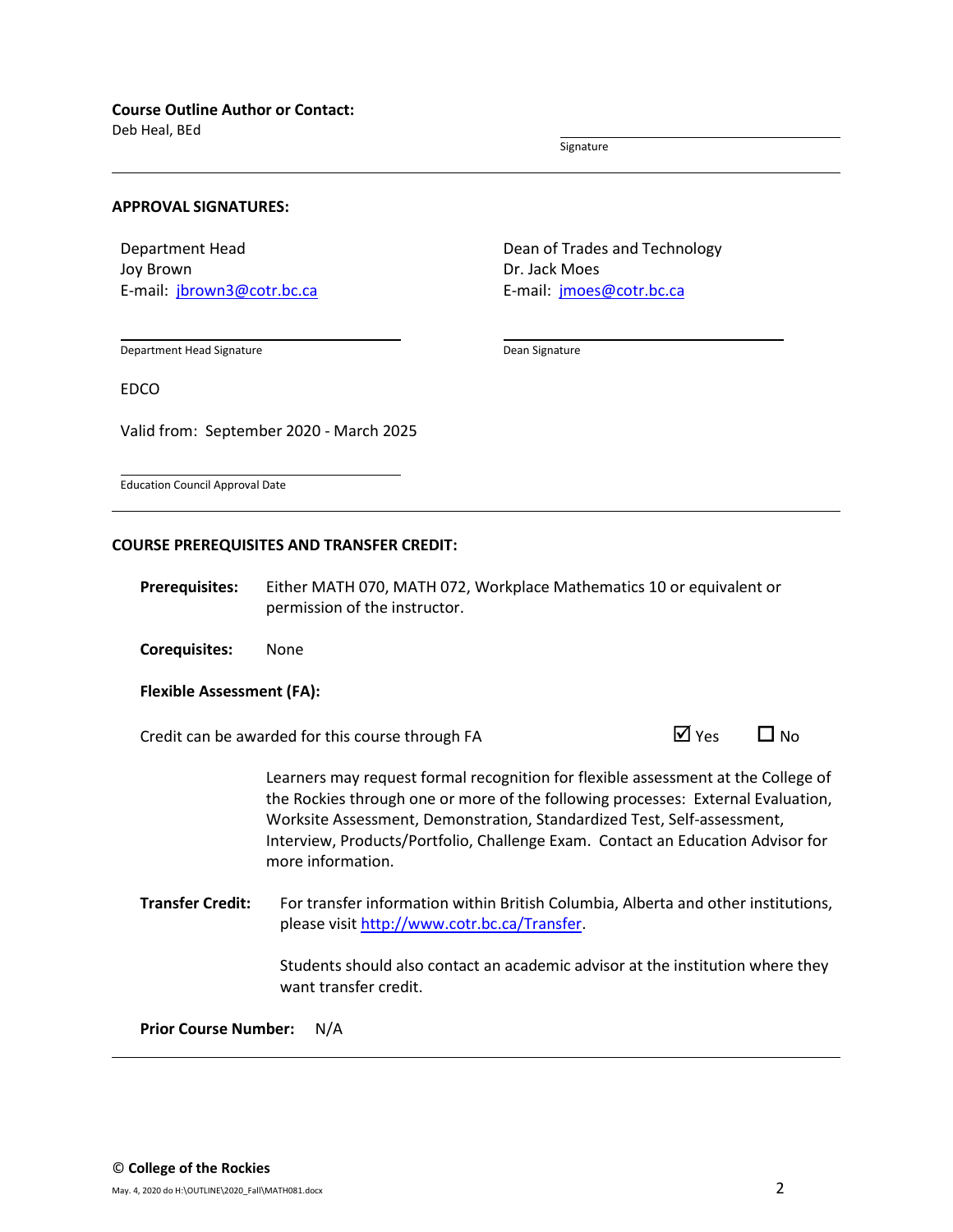**Course Outline Author or Contact:**
Deb Heal, BEd

Signature

---

**APPROVAL SIGNATURES:**

Department Head
Joy Brown
E-mail: jbrown3@cotr.bc.ca

Department Head Signature

Dean of Trades and Technology
Dr. Jack Moes
E-mail: jmoes@cotr.bc.ca

Dean Signature

EDCO

Valid from: September 2020 - March 2025

Education Council Approval Date

---

**COURSE PREREQUISITES AND TRANSFER CREDIT:**

**Prerequisites:** Either MATH 070, MATH 072, Workplace Mathematics 10 or equivalent or permission of the instructor.

**Corequisites:** None

**Flexible Assessment (FA):**

Credit can be awarded for this course through FA ☑ Yes ☐ No

Learners may request formal recognition for flexible assessment at the College of the Rockies through one or more of the following processes: External Evaluation, Worksite Assessment, Demonstration, Standardized Test, Self-assessment, Interview, Products/Portfolio, Challenge Exam. Contact an Education Advisor for more information.

**Transfer Credit:** For transfer information within British Columbia, Alberta and other institutions, please visit http://www.cotr.bc.ca/Transfer.

Students should also contact an academic advisor at the institution where they want transfer credit.

**Prior Course Number:** N/A

---

© **College of the Rockies**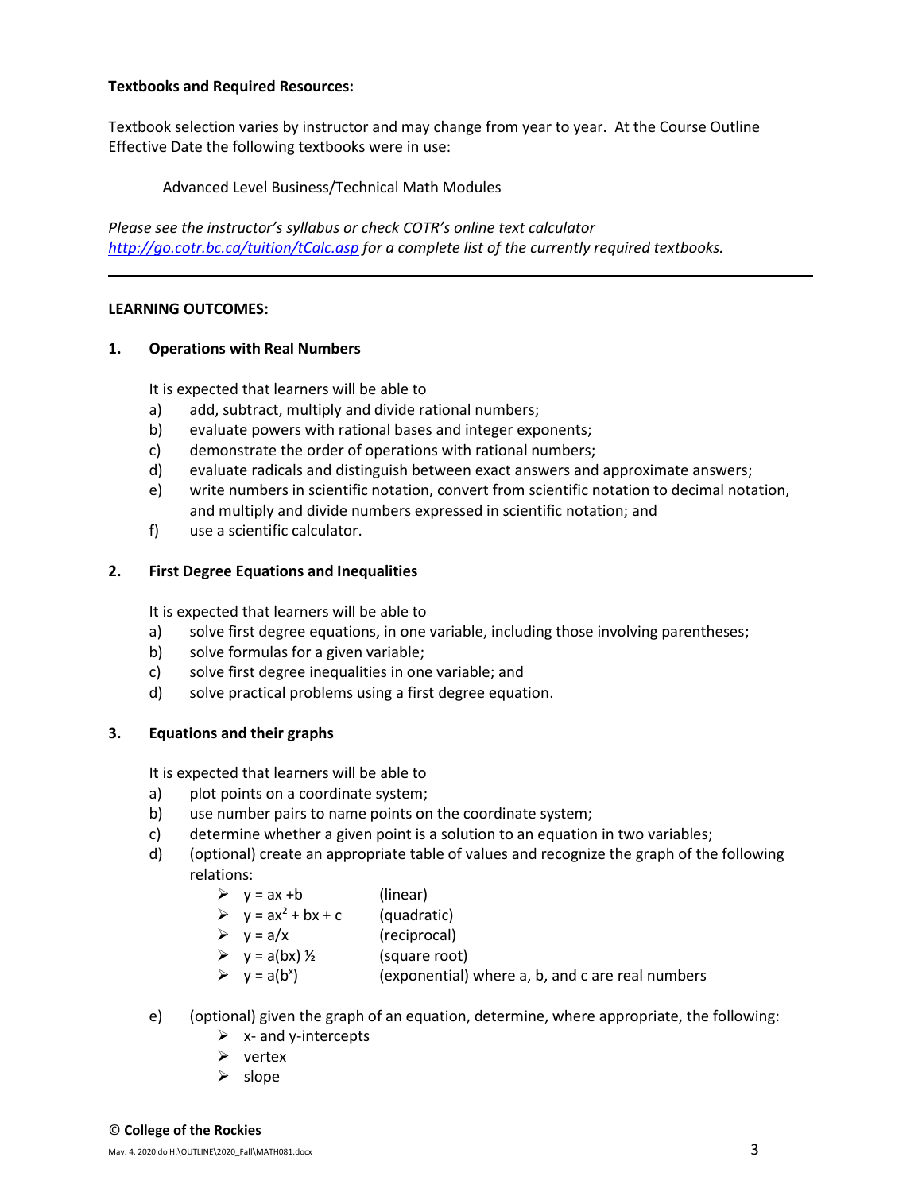**Textbooks and Required Resources:**

Textbook selection varies by instructor and may change from year to year. At the Course Outline Effective Date the following textbooks were in use:

Advanced Level Business/Technical Math Modules

*Please see the instructor's syllabus or check COTR's online text calculator [http://go.cotr.bc.ca/tuition/tCalc.asp](http://go.cotr.bc.ca/tuition/tCalc.asp) for a complete list of the currently required textbooks.*

---

**LEARNING OUTCOMES:**

**1. Operations with Real Numbers**

It is expected that learners will be able to

a) add, subtract, multiply and divide rational numbers;
b) evaluate powers with rational bases and integer exponents;
c) demonstrate the order of operations with rational numbers;
d) evaluate radicals and distinguish between exact answers and approximate answers;
e) write numbers in scientific notation, convert from scientific notation to decimal notation, and multiply and divide numbers expressed in scientific notation; and
f) use a scientific calculator.

**2. First Degree Equations and Inequalities**

It is expected that learners will be able to

a) solve first degree equations, in one variable, including those involving parentheses;
b) solve formulas for a given variable;
c) solve first degree inequalities in one variable; and
d) solve practical problems using a first degree equation.

**3. Equations and their graphs**

It is expected that learners will be able to

a) plot points on a coordinate system;
b) use number pairs to name points on the coordinate system;
c) determine whether a given point is a solution to an equation in two variables;
d) (optional) create an appropriate table of values and recognize the graph of the following relations:
   - $y = ax + b$ (linear)
   - $y = ax^2 + bx + c$ (quadratic)
   - $y = a/x$ (reciprocal)
   - $y = a(bx)$ ½ (square root)
   - $y = a(b^x)$ (exponential) where a, b, and c are real numbers

e) (optional) given the graph of an equation, determine, where appropriate, the following:
   - x- and y-intercepts
   - vertex
   - slope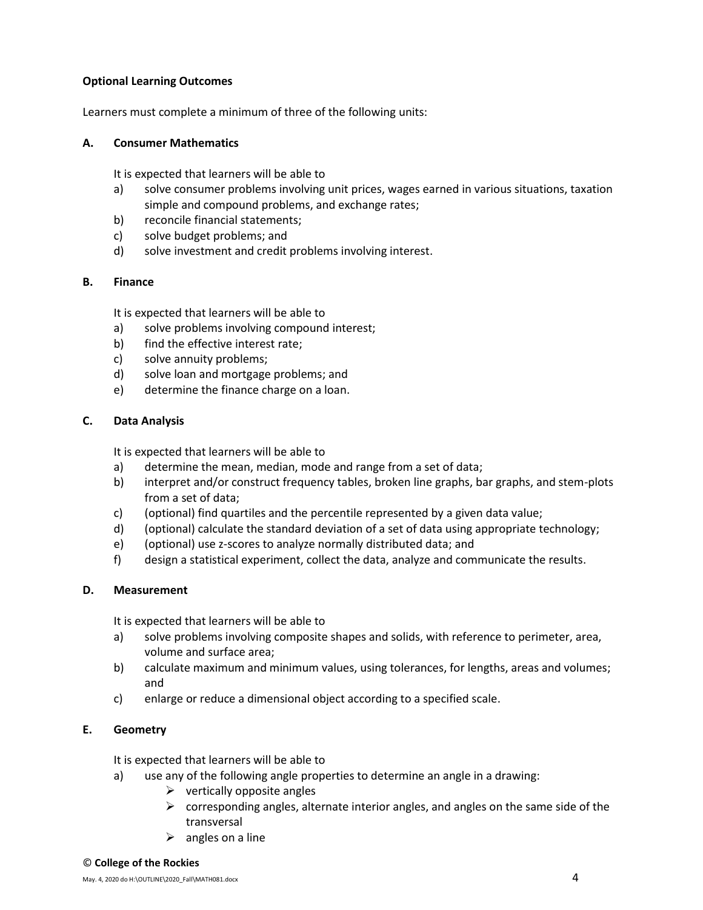**Optional Learning Outcomes**

Learners must complete a minimum of three of the following units:

**A. Consumer Mathematics**

It is expected that learners will be able to

a) solve consumer problems involving unit prices, wages earned in various situations, taxation simple and compound problems, and exchange rates;
b) reconcile financial statements;
c) solve budget problems; and
d) solve investment and credit problems involving interest.

**B. Finance**

It is expected that learners will be able to

a) solve problems involving compound interest;
b) find the effective interest rate;
c) solve annuity problems;
d) solve loan and mortgage problems; and
e) determine the finance charge on a loan.

**C. Data Analysis**

It is expected that learners will be able to

a) determine the mean, median, mode and range from a set of data;
b) interpret and/or construct frequency tables, broken line graphs, bar graphs, and stem-plots from a set of data;
c) (optional) find quartiles and the percentile represented by a given data value;
d) (optional) calculate the standard deviation of a set of data using appropriate technology;
e) (optional) use z-scores to analyze normally distributed data; and
f) design a statistical experiment, collect the data, analyze and communicate the results.

**D. Measurement**

It is expected that learners will be able to

a) solve problems involving composite shapes and solids, with reference to perimeter, area, volume and surface area;
b) calculate maximum and minimum values, using tolerances, for lengths, areas and volumes; and
c) enlarge or reduce a dimensional object according to a specified scale.

**E. Geometry**

It is expected that learners will be able to

a) use any of the following angle properties to determine an angle in a drawing:
   - vertically opposite angles
   - corresponding angles, alternate interior angles, and angles on the same side of the transversal
   - angles on a line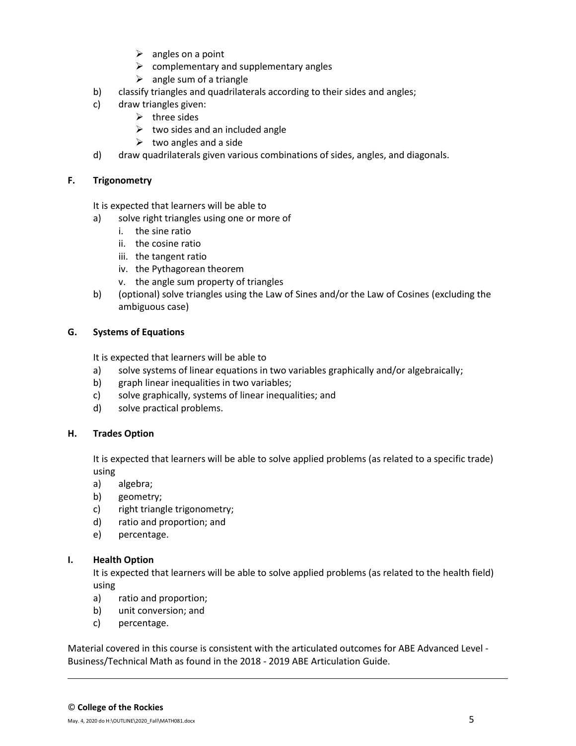- angles on a point
        - complementary and supplementary angles
        - angle sum of a triangle
    b) classify triangles and quadrilaterals according to their sides and angles;
    c) draw triangles given:
        - three sides
        - two sides and an included angle
        - two angles and a side
    d) draw quadrilaterals given various combinations of sides, angles, and diagonals.

**F. Trigonometry**

It is expected that learners will be able to

a) solve right triangles using one or more of
    i. the sine ratio
    ii. the cosine ratio
    iii. the tangent ratio
    iv. the Pythagorean theorem
    v. the angle sum property of triangles
b) (optional) solve triangles using the Law of Sines and/or the Law of Cosines (excluding the ambiguous case)

**G. Systems of Equations**

It is expected that learners will be able to

a) solve systems of linear equations in two variables graphically and/or algebraically;
b) graph linear inequalities in two variables;
c) solve graphically, systems of linear inequalities; and
d) solve practical problems.

**H. Trades Option**

It is expected that learners will be able to solve applied problems (as related to a specific trade) using

a) algebra;
b) geometry;
c) right triangle trigonometry;
d) ratio and proportion; and
e) percentage.

**I. Health Option**

It is expected that learners will be able to solve applied problems (as related to the health field) using

a) ratio and proportion;
b) unit conversion; and
c) percentage.

Material covered in this course is consistent with the articulated outcomes for ABE Advanced Level - Business/Technical Math as found in the 2018 - 2019 ABE Articulation Guide.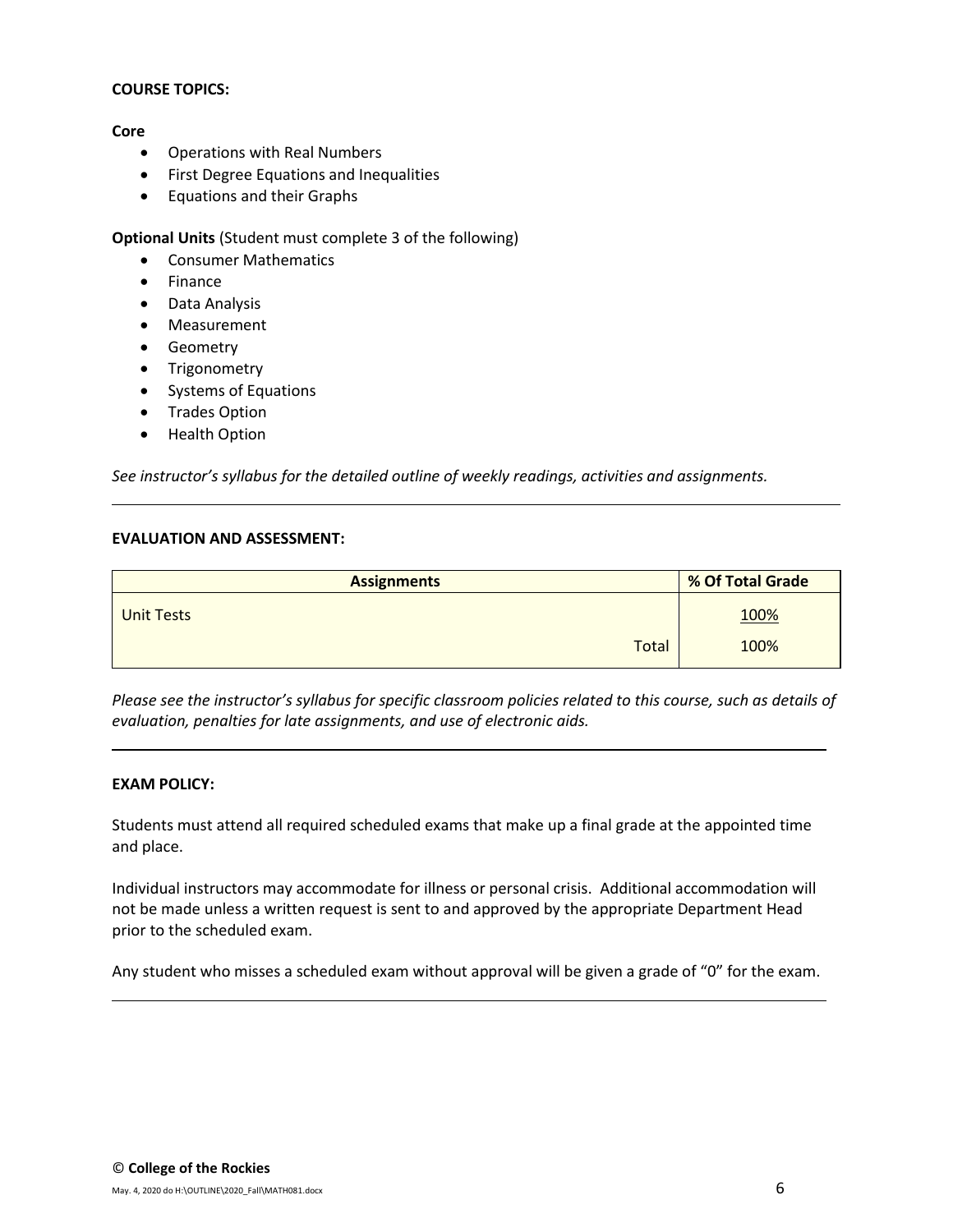**COURSE TOPICS:**

**Core**

- Operations with Real Numbers
- First Degree Equations and Inequalities
- Equations and their Graphs

**Optional Units** (Student must complete 3 of the following)

- Consumer Mathematics
- Finance
- Data Analysis
- Measurement
- Geometry
- Trigonometry
- Systems of Equations
- Trades Option
- Health Option

*See instructor's syllabus for the detailed outline of weekly readings, activities and assignments.*

---

**EVALUATION AND ASSESSMENT:**

| Assignments | % Of Total Grade |
|---|---|
| Unit Tests | 100% |
| Total | 100% |

*Please see the instructor's syllabus for specific classroom policies related to this course, such as details of evaluation, penalties for late assignments, and use of electronic aids.*

---

**EXAM POLICY:**

Students must attend all required scheduled exams that make up a final grade at the appointed time and place.

Individual instructors may accommodate for illness or personal crisis. Additional accommodation will not be made unless a written request is sent to and approved by the appropriate Department Head prior to the scheduled exam.

Any student who misses a scheduled exam without approval will be given a grade of "0" for the exam.

---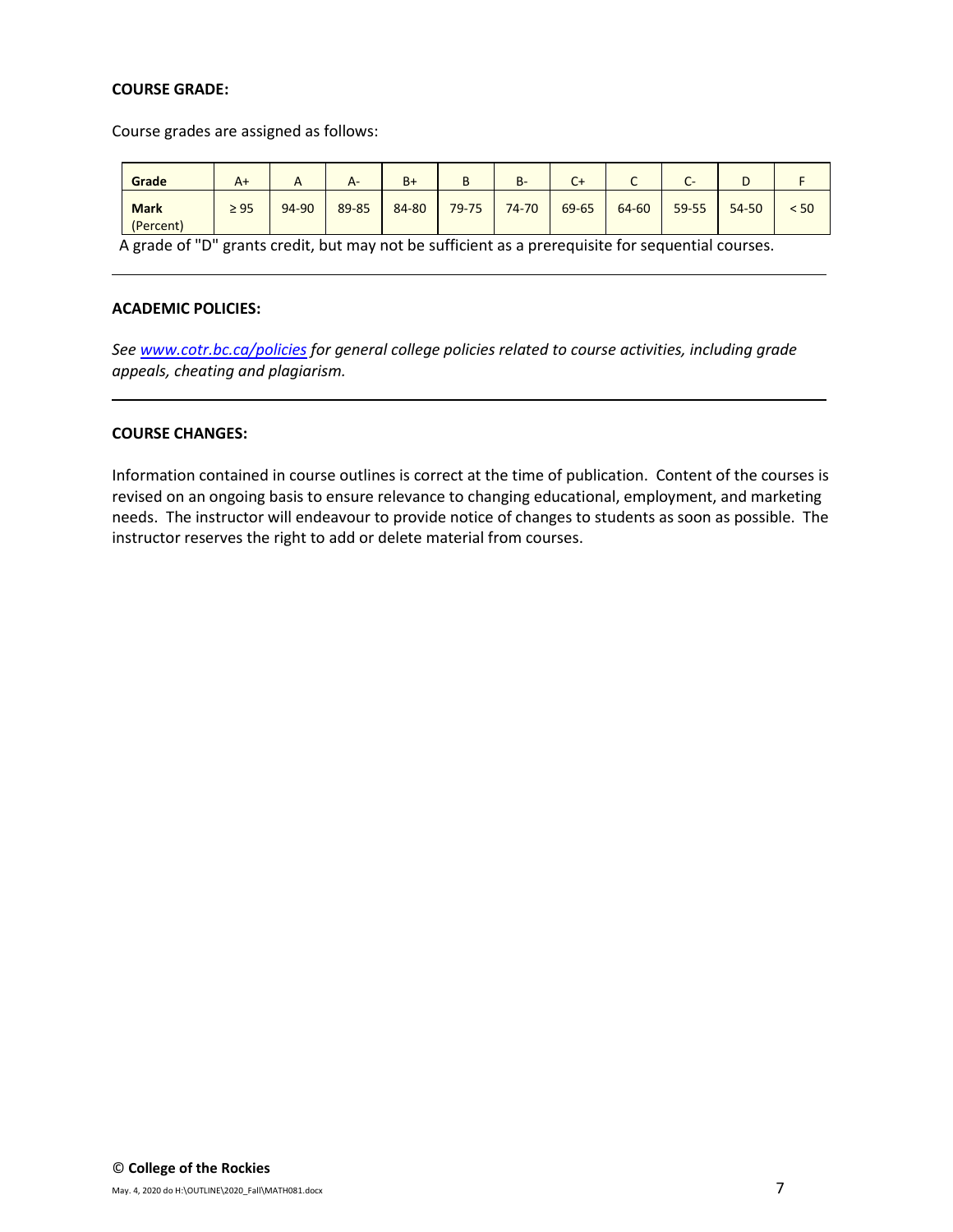**COURSE GRADE:**

Course grades are assigned as follows:

| Grade | A+ | A | A- | B+ | B | B- | C+ | C | C- | D | F |
|---|---|---|---|---|---|---|---|---|---|---|---|
| **Mark** (Percent) | ≥ 95 | 94-90 | 89-85 | 84-80 | 79-75 | 74-70 | 69-65 | 64-60 | 59-55 | 54-50 | < 50 |

A grade of "D" grants credit, but may not be sufficient as a prerequisite for sequential courses.

---

**ACADEMIC POLICIES:**

*See [www.cotr.bc.ca/policies](www.cotr.bc.ca/policies) for general college policies related to course activities, including grade appeals, cheating and plagiarism.*

---

**COURSE CHANGES:**

Information contained in course outlines is correct at the time of publication. Content of the courses is revised on an ongoing basis to ensure relevance to changing educational, employment, and marketing needs. The instructor will endeavour to provide notice of changes to students as soon as possible. The instructor reserves the right to add or delete material from courses.